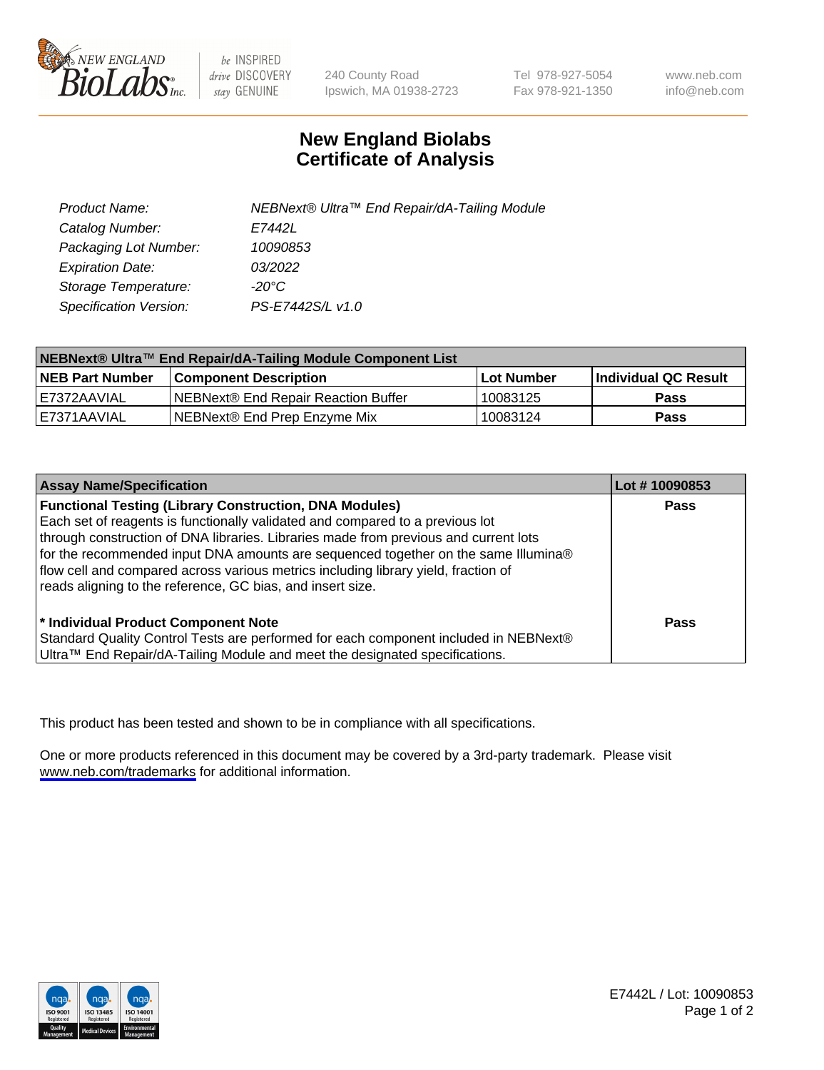# New England Biolabs Certificate of Analysis

| | |
|---|---|
| *Product Name:* | *NEBNext® Ultra™ End Repair/dA-Tailing Module* |
| *Catalog Number:* | *E7442L* |
| *Packaging Lot Number:* | *10090853* |
| *Expiration Date:* | *03/2022* |
| *Storage Temperature:* | *-20°C* |
| *Specification Version:* | *PS-E7442S/L v1.0* |

| NEBNext® Ultra™ End Repair/dA-Tailing Module Component List | | | |
|---|---|---|---|
| **NEB Part Number** | **Component Description** | **Lot Number** | **Individual QC Result** |
| E7372AAVIAL | NEBNext® End Repair Reaction Buffer | 10083125 | **Pass** |
| E7371AAVIAL | NEBNext® End Prep Enzyme Mix | 10083124 | **Pass** |

| Assay Name/Specification | Lot # 10090853 |
|---|---|
| **Functional Testing (Library Construction, DNA Modules)** Each set of reagents is functionally validated and compared to a previous lot through construction of DNA libraries. Libraries made from previous and current lots for the recommended input DNA amounts are sequenced together on the same Illumina® flow cell and compared across various metrics including library yield, fraction of reads aligning to the reference, GC bias, and insert size. | **Pass** |
| **\* Individual Product Component Note** Standard Quality Control Tests are performed for each component included in NEBNext® Ultra™ End Repair/dA-Tailing Module and meet the designated specifications. | **Pass** |

This product has been tested and shown to be in compliance with all specifications.

One or more products referenced in this document may be covered by a 3rd-party trademark. Please visit www.neb.com/trademarks for additional information.

E7442L / Lot: 10090853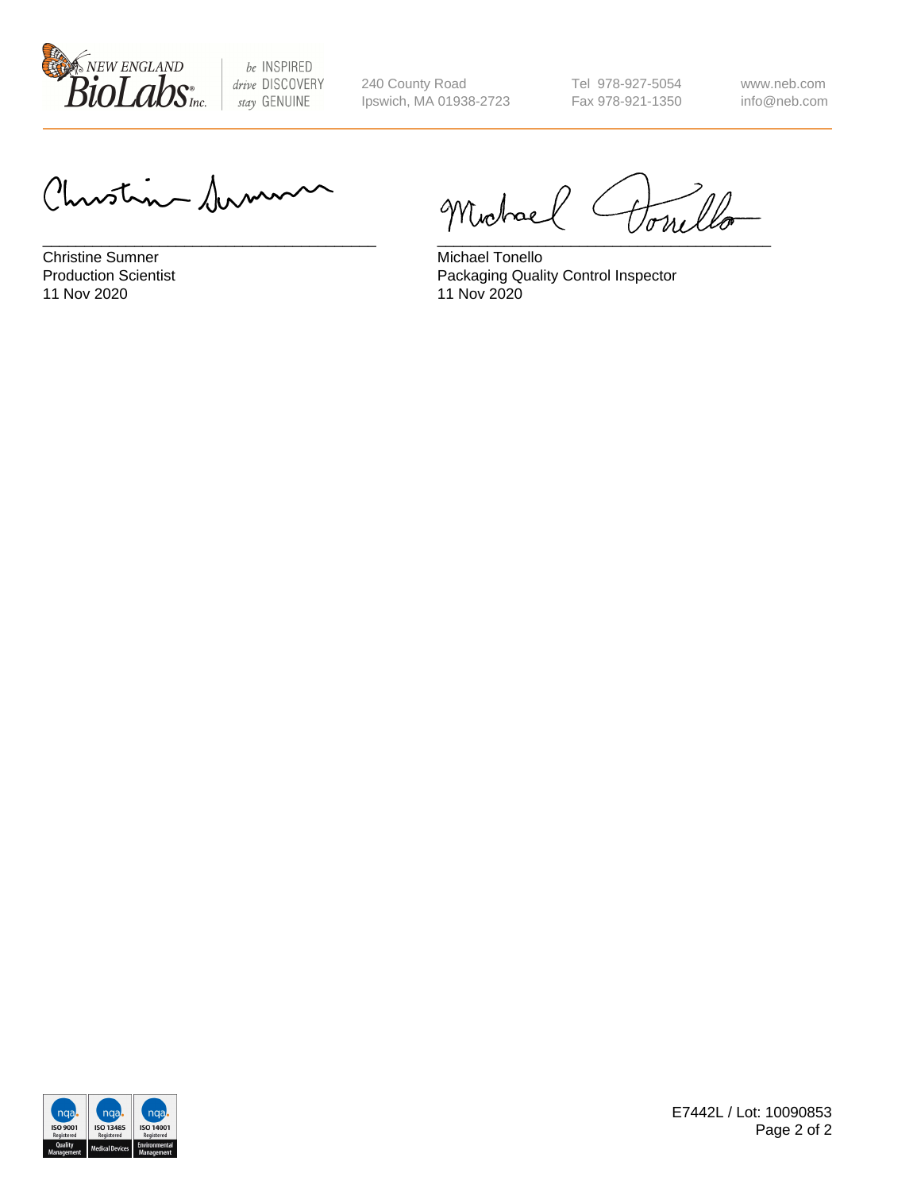Christine Sumner
Production Scientist
11 Nov 2020

Michael Tonello
Packaging Quality Control Inspector
11 Nov 2020

E7442L / Lot: 10090853